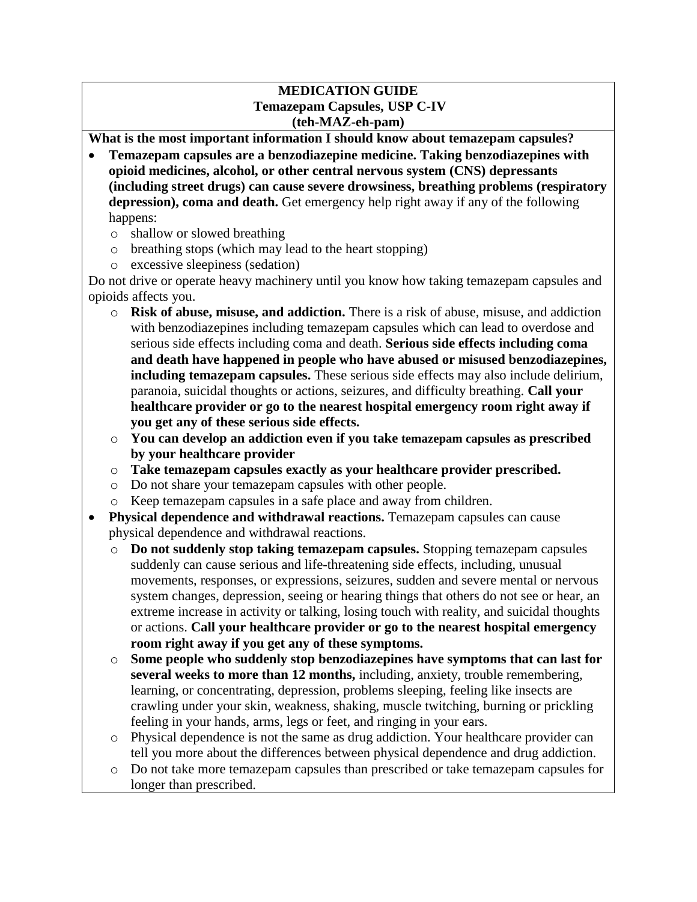# MEDICATION GUIDE
## Temazepam Capsules, USP C-IV
## (teh-MAZ-eh-pam)

**What is the most important information I should know about temazepam capsules?**

- **Temazepam capsules are a benzodiazepine medicine. Taking benzodiazepines with opioid medicines, alcohol, or other central nervous system (CNS) depressants (including street drugs) can cause severe drowsiness, breathing problems (respiratory depression), coma and death.** Get emergency help right away if any of the following happens:
  - shallow or slowed breathing
  - breathing stops (which may lead to the heart stopping)
  - excessive sleepiness (sedation)

Do not drive or operate heavy machinery until you know how taking temazepam capsules and opioids affects you.

  - **Risk of abuse, misuse, and addiction.** There is a risk of abuse, misuse, and addiction with benzodiazepines including temazepam capsules which can lead to overdose and serious side effects including coma and death. **Serious side effects including coma and death have happened in people who have abused or misused benzodiazepines, including temazepam capsules.** These serious side effects may also include delirium, paranoia, suicidal thoughts or actions, seizures, and difficulty breathing. **Call your healthcare provider or go to the nearest hospital emergency room right away if you get any of these serious side effects.**
  - **You can develop an addiction even if you take temazepam capsules as prescribed by your healthcare provider**
  - **Take temazepam capsules exactly as your healthcare provider prescribed.**
  - Do not share your temazepam capsules with other people.
  - Keep temazepam capsules in a safe place and away from children.
- **Physical dependence and withdrawal reactions.** Temazepam capsules can cause physical dependence and withdrawal reactions.
  - **Do not suddenly stop taking temazepam capsules.** Stopping temazepam capsules suddenly can cause serious and life-threatening side effects, including, unusual movements, responses, or expressions, seizures, sudden and severe mental or nervous system changes, depression, seeing or hearing things that others do not see or hear, an extreme increase in activity or talking, losing touch with reality, and suicidal thoughts or actions. **Call your healthcare provider or go to the nearest hospital emergency room right away if you get any of these symptoms.**
  - **Some people who suddenly stop benzodiazepines have symptoms that can last for several weeks to more than 12 months,** including, anxiety, trouble remembering, learning, or concentrating, depression, problems sleeping, feeling like insects are crawling under your skin, weakness, shaking, muscle twitching, burning or prickling feeling in your hands, arms, legs or feet, and ringing in your ears.
  - Physical dependence is not the same as drug addiction. Your healthcare provider can tell you more about the differences between physical dependence and drug addiction.
  - Do not take more temazepam capsules than prescribed or take temazepam capsules for longer than prescribed.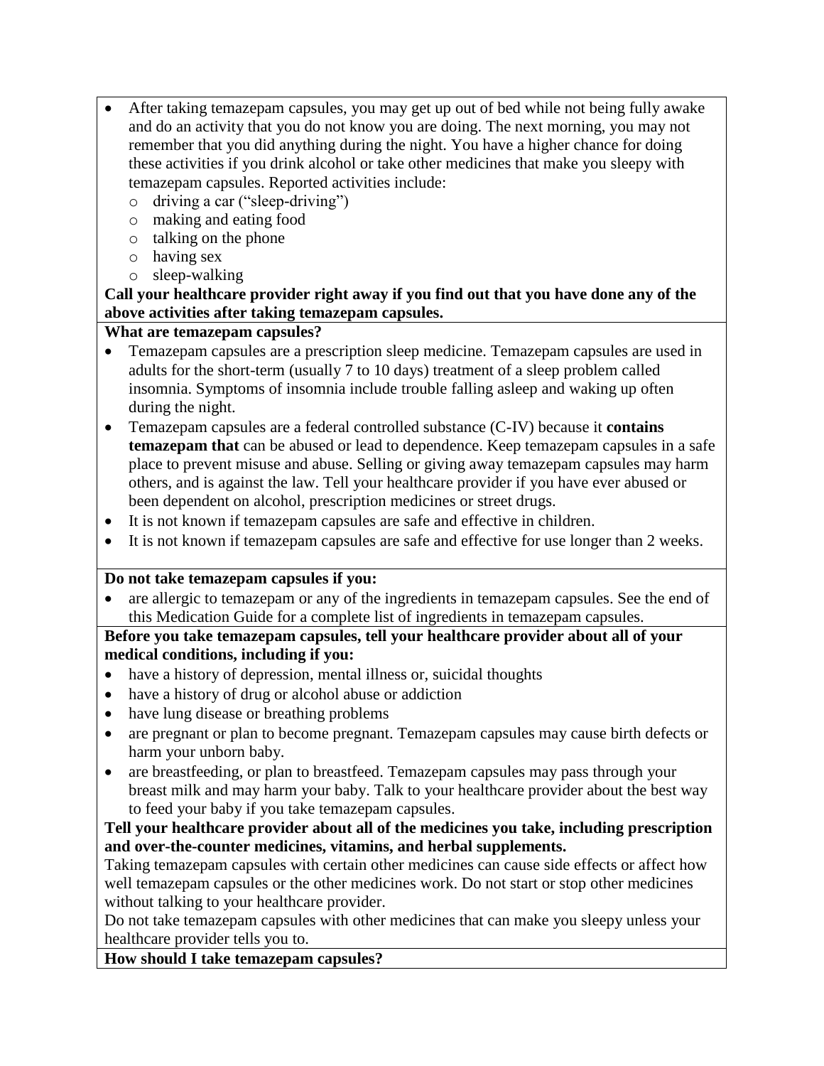- After taking temazepam capsules, you may get up out of bed while not being fully awake and do an activity that you do not know you are doing. The next morning, you may not remember that you did anything during the night. You have a higher chance for doing these activities if you drink alcohol or take other medicines that make you sleepy with temazepam capsules. Reported activities include:
  - driving a car ("sleep-driving")
  - making and eating food
  - talking on the phone
  - having sex
  - sleep-walking

**Call your healthcare provider right away if you find out that you have done any of the above activities after taking temazepam capsules.**

**What are temazepam capsules?**

- Temazepam capsules are a prescription sleep medicine. Temazepam capsules are used in adults for the short-term (usually 7 to 10 days) treatment of a sleep problem called insomnia. Symptoms of insomnia include trouble falling asleep and waking up often during the night.
- Temazepam capsules are a federal controlled substance (C-IV) because it **contains temazepam that** can be abused or lead to dependence. Keep temazepam capsules in a safe place to prevent misuse and abuse. Selling or giving away temazepam capsules may harm others, and is against the law. Tell your healthcare provider if you have ever abused or been dependent on alcohol, prescription medicines or street drugs.
- It is not known if temazepam capsules are safe and effective in children.
- It is not known if temazepam capsules are safe and effective for use longer than 2 weeks.

**Do not take temazepam capsules if you:**

- are allergic to temazepam or any of the ingredients in temazepam capsules. See the end of this Medication Guide for a complete list of ingredients in temazepam capsules.

**Before you take temazepam capsules, tell your healthcare provider about all of your medical conditions, including if you:**

- have a history of depression, mental illness or, suicidal thoughts
- have a history of drug or alcohol abuse or addiction
- have lung disease or breathing problems
- are pregnant or plan to become pregnant. Temazepam capsules may cause birth defects or harm your unborn baby.
- are breastfeeding, or plan to breastfeed. Temazepam capsules may pass through your breast milk and may harm your baby. Talk to your healthcare provider about the best way to feed your baby if you take temazepam capsules.

**Tell your healthcare provider about all of the medicines you take, including prescription and over-the-counter medicines, vitamins, and herbal supplements.**

Taking temazepam capsules with certain other medicines can cause side effects or affect how well temazepam capsules or the other medicines work. Do not start or stop other medicines without talking to your healthcare provider.

Do not take temazepam capsules with other medicines that can make you sleepy unless your healthcare provider tells you to.

**How should I take temazepam capsules?**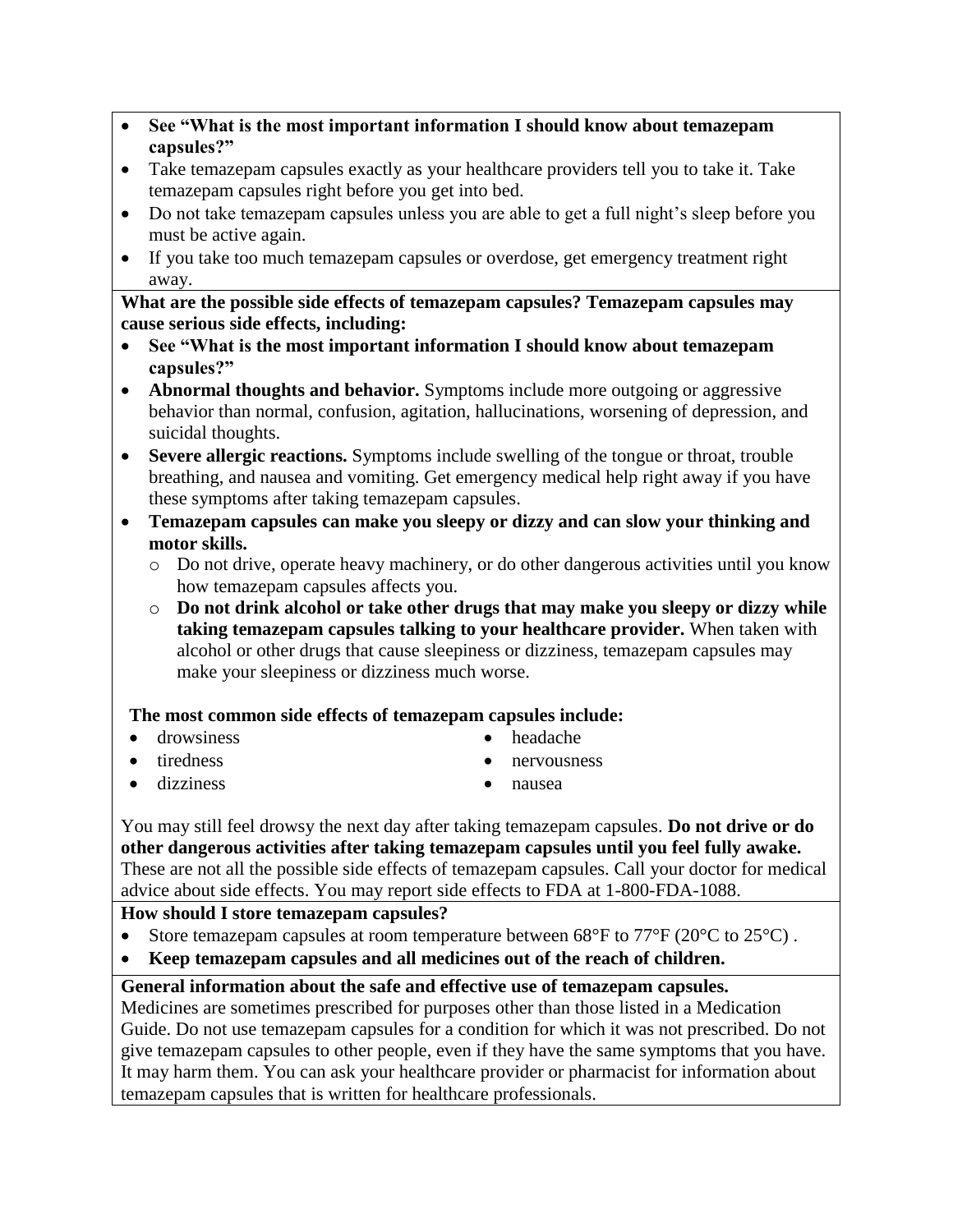- **See "What is the most important information I should know about temazepam capsules?"**
- Take temazepam capsules exactly as your healthcare providers tell you to take it. Take temazepam capsules right before you get into bed.
- Do not take temazepam capsules unless you are able to get a full night's sleep before you must be active again.
- If you take too much temazepam capsules or overdose, get emergency treatment right away.

**What are the possible side effects of temazepam capsules? Temazepam capsules may cause serious side effects, including:**

- **See "What is the most important information I should know about temazepam capsules?"**
- **Abnormal thoughts and behavior.** Symptoms include more outgoing or aggressive behavior than normal, confusion, agitation, hallucinations, worsening of depression, and suicidal thoughts.
- **Severe allergic reactions.** Symptoms include swelling of the tongue or throat, trouble breathing, and nausea and vomiting. Get emergency medical help right away if you have these symptoms after taking temazepam capsules.
- **Temazepam capsules can make you sleepy or dizzy and can slow your thinking and motor skills.**
  - Do not drive, operate heavy machinery, or do other dangerous activities until you know how temazepam capsules affects you.
  - **Do not drink alcohol or take other drugs that may make you sleepy or dizzy while taking temazepam capsules talking to your healthcare provider.** When taken with alcohol or other drugs that cause sleepiness or dizziness, temazepam capsules may make your sleepiness or dizziness much worse.

**The most common side effects of temazepam capsules include:**

- drowsiness
- tiredness
- dizziness
- headache
- nervousness
- nausea

You may still feel drowsy the next day after taking temazepam capsules. **Do not drive or do other dangerous activities after taking temazepam capsules until you feel fully awake.** These are not all the possible side effects of temazepam capsules. Call your doctor for medical advice about side effects. You may report side effects to FDA at 1-800-FDA-1088.

**How should I store temazepam capsules?**

- Store temazepam capsules at room temperature between 68°F to 77°F (20°C to 25°C) .
- **Keep temazepam capsules and all medicines out of the reach of children.**

**General information about the safe and effective use of temazepam capsules.**

Medicines are sometimes prescribed for purposes other than those listed in a Medication Guide. Do not use temazepam capsules for a condition for which it was not prescribed. Do not give temazepam capsules to other people, even if they have the same symptoms that you have. It may harm them. You can ask your healthcare provider or pharmacist for information about temazepam capsules that is written for healthcare professionals.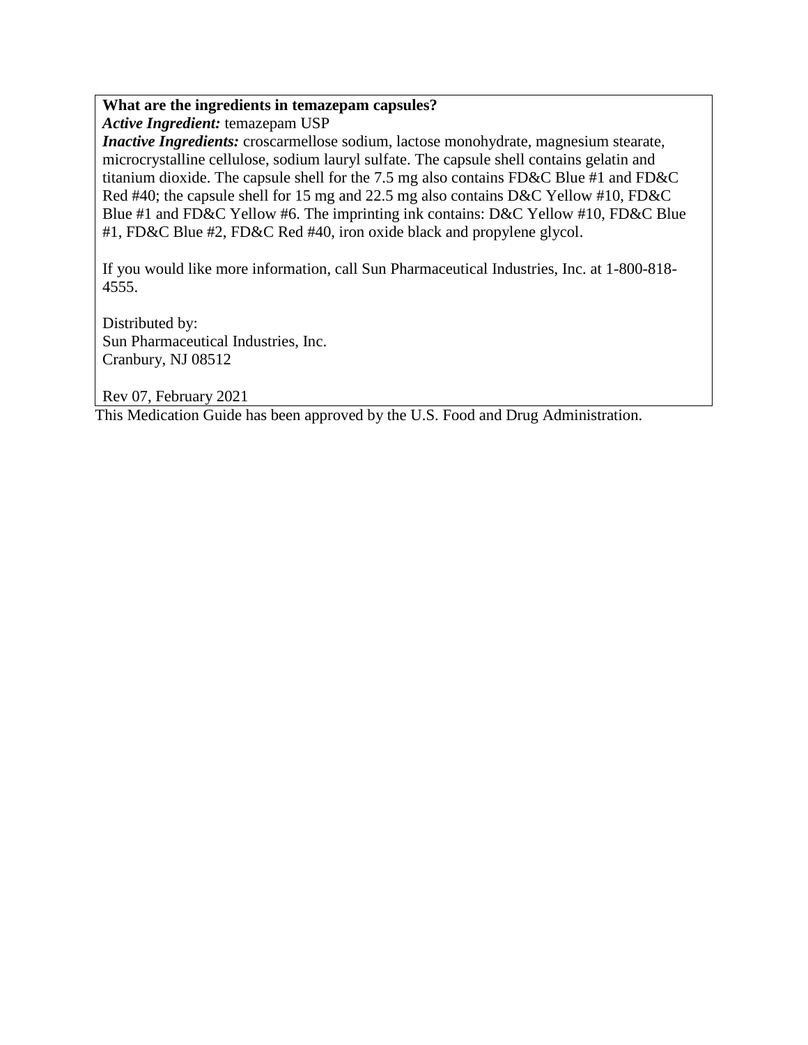**What are the ingredients in temazepam capsules?**
***Active Ingredient:*** temazepam USP
***Inactive Ingredients:*** croscarmellose sodium, lactose monohydrate, magnesium stearate, microcrystalline cellulose, sodium lauryl sulfate. The capsule shell contains gelatin and titanium dioxide. The capsule shell for the 7.5 mg also contains FD&C Blue #1 and FD&C Red #40; the capsule shell for 15 mg and 22.5 mg also contains D&C Yellow #10, FD&C Blue #1 and FD&C Yellow #6. The imprinting ink contains: D&C Yellow #10, FD&C Blue #1, FD&C Blue #2, FD&C Red #40, iron oxide black and propylene glycol.

If you would like more information, call Sun Pharmaceutical Industries, Inc. at 1-800-818-4555.

Distributed by:
Sun Pharmaceutical Industries, Inc.
Cranbury, NJ 08512

Rev 07, February 2021

This Medication Guide has been approved by the U.S. Food and Drug Administration.